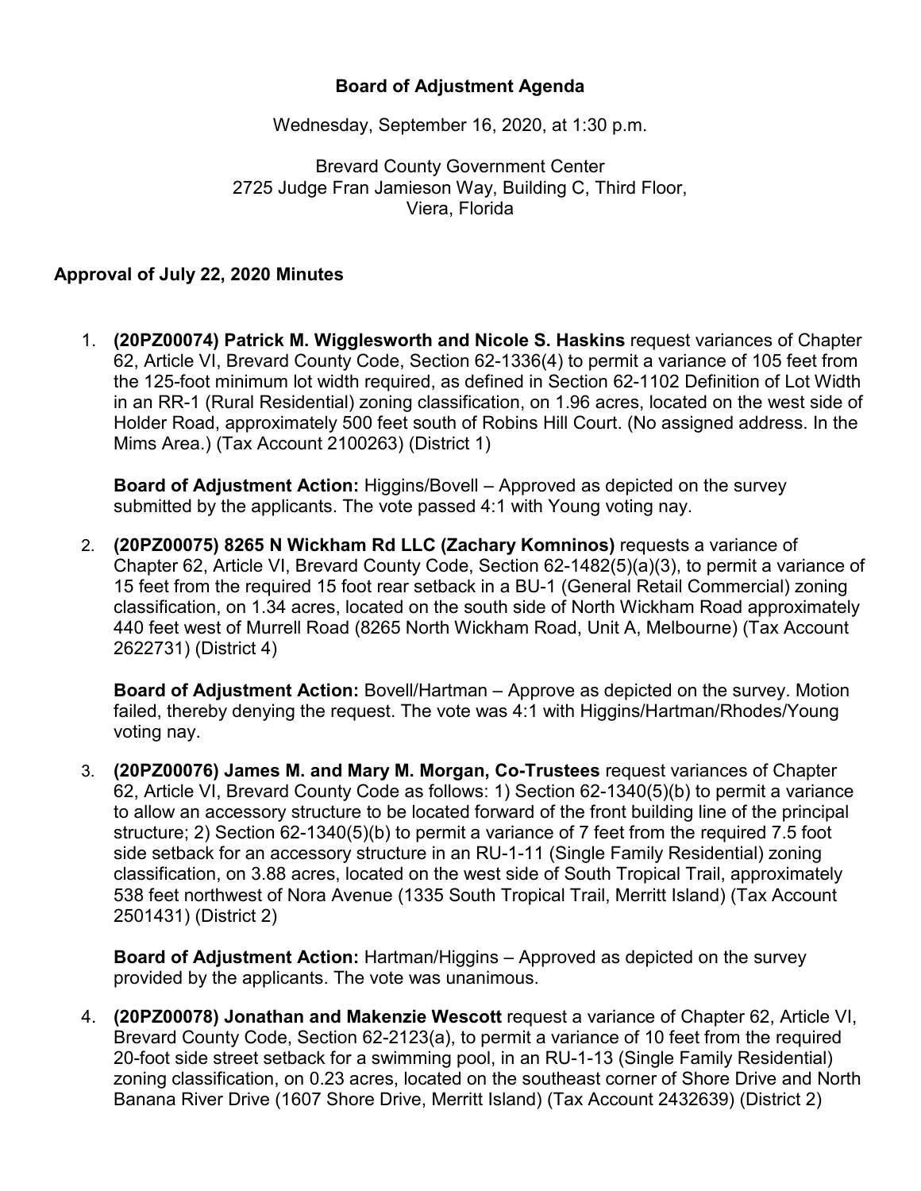# Board of Adjustment Agenda

Wednesday, September 16, 2020, at 1:30 p.m.

Brevard County Government Center
2725 Judge Fran Jamieson Way, Building C, Third Floor,
Viera, Florida

## Approval of July 22, 2020 Minutes

1. **(20PZ00074) Patrick M. Wigglesworth and Nicole S. Haskins** request variances of Chapter 62, Article VI, Brevard County Code, Section 62-1336(4) to permit a variance of 105 feet from the 125-foot minimum lot width required, as defined in Section 62-1102 Definition of Lot Width in an RR-1 (Rural Residential) zoning classification, on 1.96 acres, located on the west side of Holder Road, approximately 500 feet south of Robins Hill Court. (No assigned address. In the Mims Area.) (Tax Account 2100263) (District 1)

   **Board of Adjustment Action:** Higgins/Bovell – Approved as depicted on the survey submitted by the applicants. The vote passed 4:1 with Young voting nay.

2. **(20PZ00075) 8265 N Wickham Rd LLC (Zachary Komninos)** requests a variance of Chapter 62, Article VI, Brevard County Code, Section 62-1482(5)(a)(3), to permit a variance of 15 feet from the required 15 foot rear setback in a BU-1 (General Retail Commercial) zoning classification, on 1.34 acres, located on the south side of North Wickham Road approximately 440 feet west of Murrell Road (8265 North Wickham Road, Unit A, Melbourne) (Tax Account 2622731) (District 4)

   **Board of Adjustment Action:** Bovell/Hartman – Approve as depicted on the survey. Motion failed, thereby denying the request. The vote was 4:1 with Higgins/Hartman/Rhodes/Young voting nay.

3. **(20PZ00076) James M. and Mary M. Morgan, Co-Trustees** request variances of Chapter 62, Article VI, Brevard County Code as follows: 1) Section 62-1340(5)(b) to permit a variance to allow an accessory structure to be located forward of the front building line of the principal structure; 2) Section 62-1340(5)(b) to permit a variance of 7 feet from the required 7.5 foot side setback for an accessory structure in an RU-1-11 (Single Family Residential) zoning classification, on 3.88 acres, located on the west side of South Tropical Trail, approximately 538 feet northwest of Nora Avenue (1335 South Tropical Trail, Merritt Island) (Tax Account 2501431) (District 2)

   **Board of Adjustment Action:** Hartman/Higgins – Approved as depicted on the survey provided by the applicants. The vote was unanimous.

4. **(20PZ00078) Jonathan and Makenzie Wescott** request a variance of Chapter 62, Article VI, Brevard County Code, Section 62-2123(a), to permit a variance of 10 feet from the required 20-foot side street setback for a swimming pool, in an RU-1-13 (Single Family Residential) zoning classification, on 0.23 acres, located on the southeast corner of Shore Drive and North Banana River Drive (1607 Shore Drive, Merritt Island) (Tax Account 2432639) (District 2)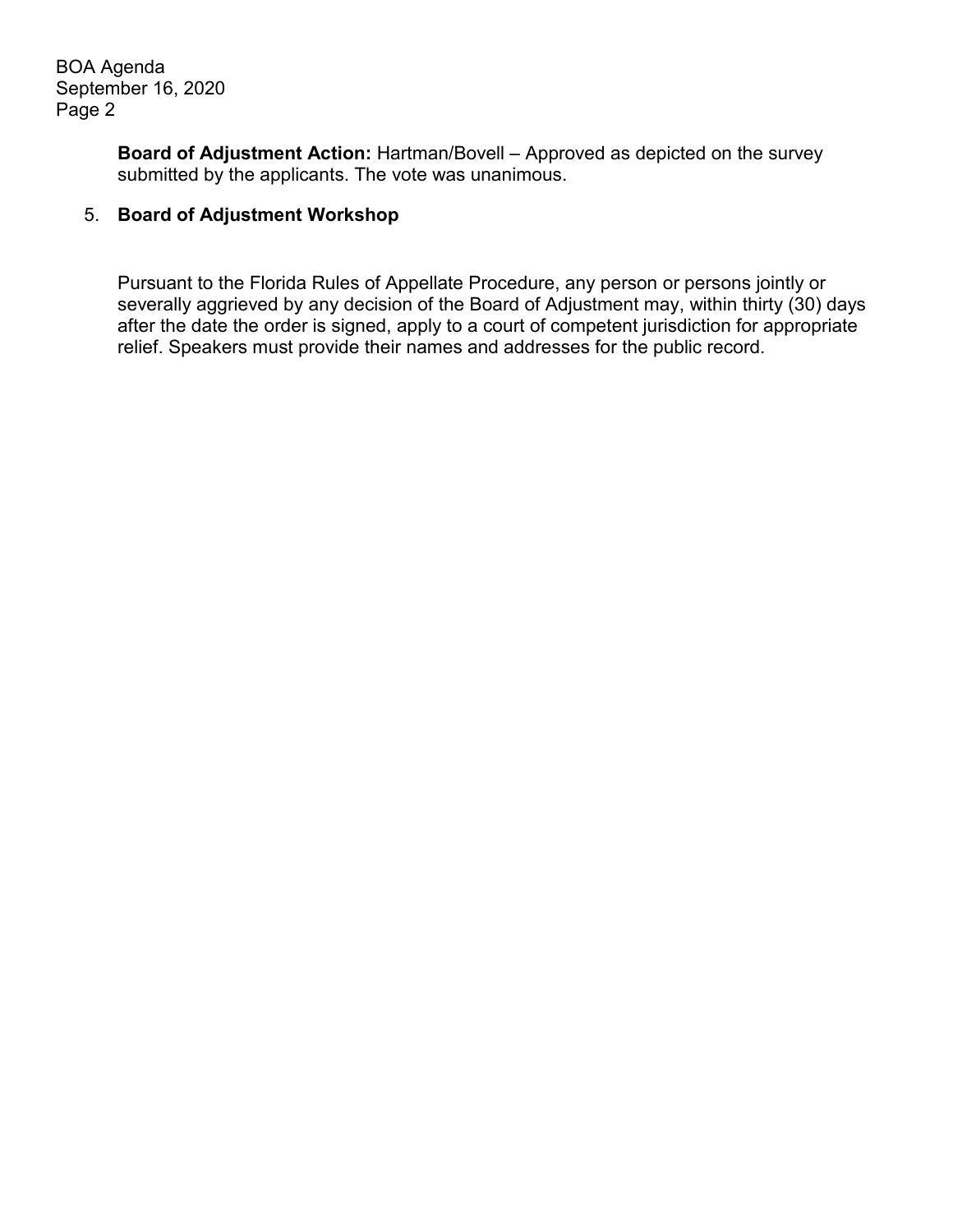**Board of Adjustment Action:** Hartman/Bovell – Approved as depicted on the survey submitted by the applicants. The vote was unanimous.

5. **Board of Adjustment Workshop**

Pursuant to the Florida Rules of Appellate Procedure, any person or persons jointly or severally aggrieved by any decision of the Board of Adjustment may, within thirty (30) days after the date the order is signed, apply to a court of competent jurisdiction for appropriate relief. Speakers must provide their names and addresses for the public record.